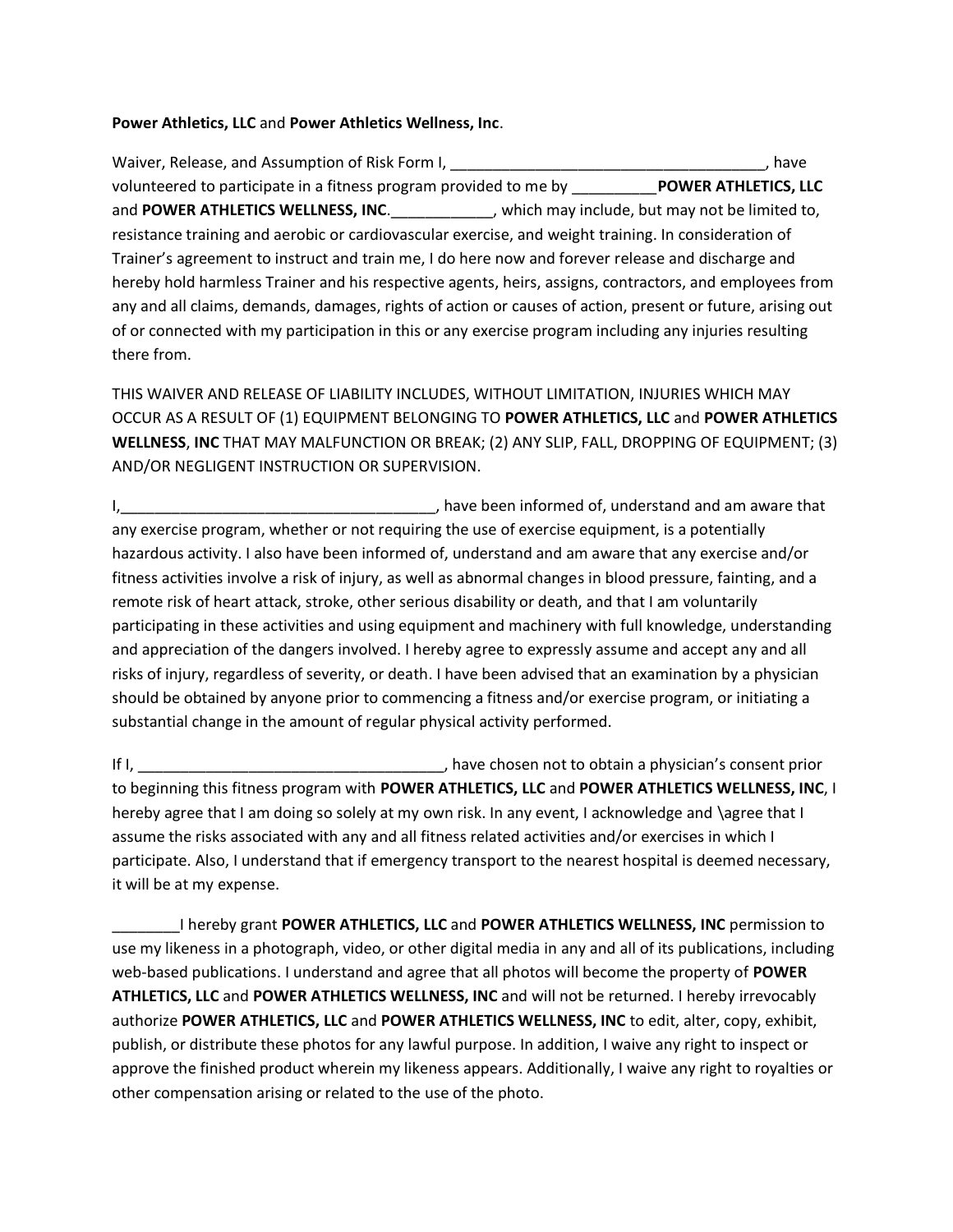**Power Athletics, LLC** and **Power Athletics Wellness, Inc**.

Waiver, Release, and Assumption of Risk Form I, ____________________________________, have volunteered to participate in a fitness program provided to me by __________**POWER ATHLETICS, LLC** and **POWER ATHLETICS WELLNESS, INC**.____________, which may include, but may not be limited to, resistance training and aerobic or cardiovascular exercise, and weight training. In consideration of Trainer's agreement to instruct and train me, I do here now and forever release and discharge and hereby hold harmless Trainer and his respective agents, heirs, assigns, contractors, and employees from any and all claims, demands, damages, rights of action or causes of action, present or future, arising out of or connected with my participation in this or any exercise program including any injuries resulting there from.

THIS WAIVER AND RELEASE OF LIABILITY INCLUDES, WITHOUT LIMITATION, INJURIES WHICH MAY OCCUR AS A RESULT OF (1) EQUIPMENT BELONGING TO **POWER ATHLETICS, LLC** and **POWER ATHLETICS WELLNESS**, **INC** THAT MAY MALFUNCTION OR BREAK; (2) ANY SLIP, FALL, DROPPING OF EQUIPMENT; (3) AND/OR NEGLIGENT INSTRUCTION OR SUPERVISION.

I,____________________________________, have been informed of, understand and am aware that any exercise program, whether or not requiring the use of exercise equipment, is a potentially hazardous activity. I also have been informed of, understand and am aware that any exercise and/or fitness activities involve a risk of injury, as well as abnormal changes in blood pressure, fainting, and a remote risk of heart attack, stroke, other serious disability or death, and that I am voluntarily participating in these activities and using equipment and machinery with full knowledge, understanding and appreciation of the dangers involved. I hereby agree to expressly assume and accept any and all risks of injury, regardless of severity, or death. I have been advised that an examination by a physician should be obtained by anyone prior to commencing a fitness and/or exercise program, or initiating a substantial change in the amount of regular physical activity performed.

If I, ____________________________________, have chosen not to obtain a physician's consent prior to beginning this fitness program with **POWER ATHLETICS, LLC** and **POWER ATHLETICS WELLNESS, INC**, I hereby agree that I am doing so solely at my own risk. In any event, I acknowledge and \agree that I assume the risks associated with any and all fitness related activities and/or exercises in which I participate. Also, I understand that if emergency transport to the nearest hospital is deemed necessary, it will be at my expense.

________I hereby grant **POWER ATHLETICS, LLC** and **POWER ATHLETICS WELLNESS, INC** permission to use my likeness in a photograph, video, or other digital media in any and all of its publications, including web-based publications. I understand and agree that all photos will become the property of **POWER ATHLETICS, LLC** and **POWER ATHLETICS WELLNESS, INC** and will not be returned. I hereby irrevocably authorize **POWER ATHLETICS, LLC** and **POWER ATHLETICS WELLNESS, INC** to edit, alter, copy, exhibit, publish, or distribute these photos for any lawful purpose. In addition, I waive any right to inspect or approve the finished product wherein my likeness appears. Additionally, I waive any right to royalties or other compensation arising or related to the use of the photo.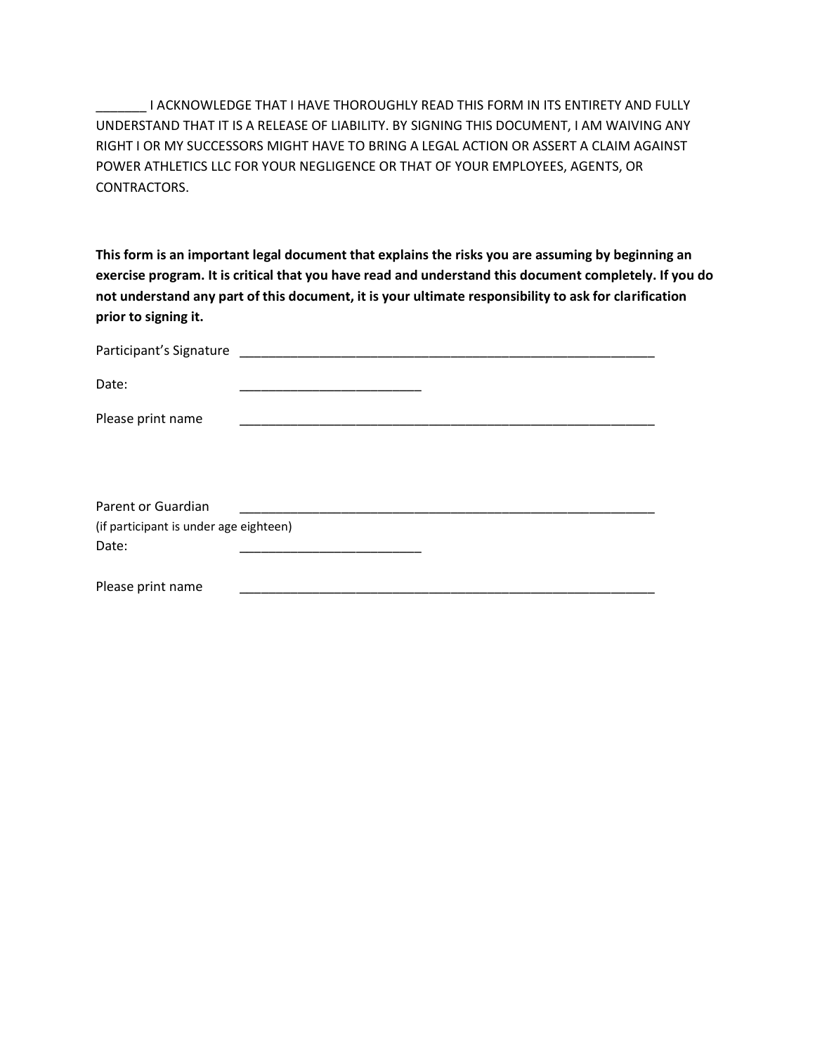_______ I ACKNOWLEDGE THAT I HAVE THOROUGHLY READ THIS FORM IN ITS ENTIRETY AND FULLY UNDERSTAND THAT IT IS A RELEASE OF LIABILITY. BY SIGNING THIS DOCUMENT, I AM WAIVING ANY RIGHT I OR MY SUCCESSORS MIGHT HAVE TO BRING A LEGAL ACTION OR ASSERT A CLAIM AGAINST POWER ATHLETICS LLC FOR YOUR NEGLIGENCE OR THAT OF YOUR EMPLOYEES, AGENTS, OR CONTRACTORS.

**This form is an important legal document that explains the risks you are assuming by beginning an exercise program. It is critical that you have read and understand this document completely. If you do not understand any part of this document, it is your ultimate responsibility to ask for clarification prior to signing it.**

Participant's Signature ____________________________________________________________

Date: __________________________

Please print name ____________________________________________________________

Parent or Guardian ____________________________________________________________
(if participant is under age eighteen)
Date: __________________________

Please print name ____________________________________________________________